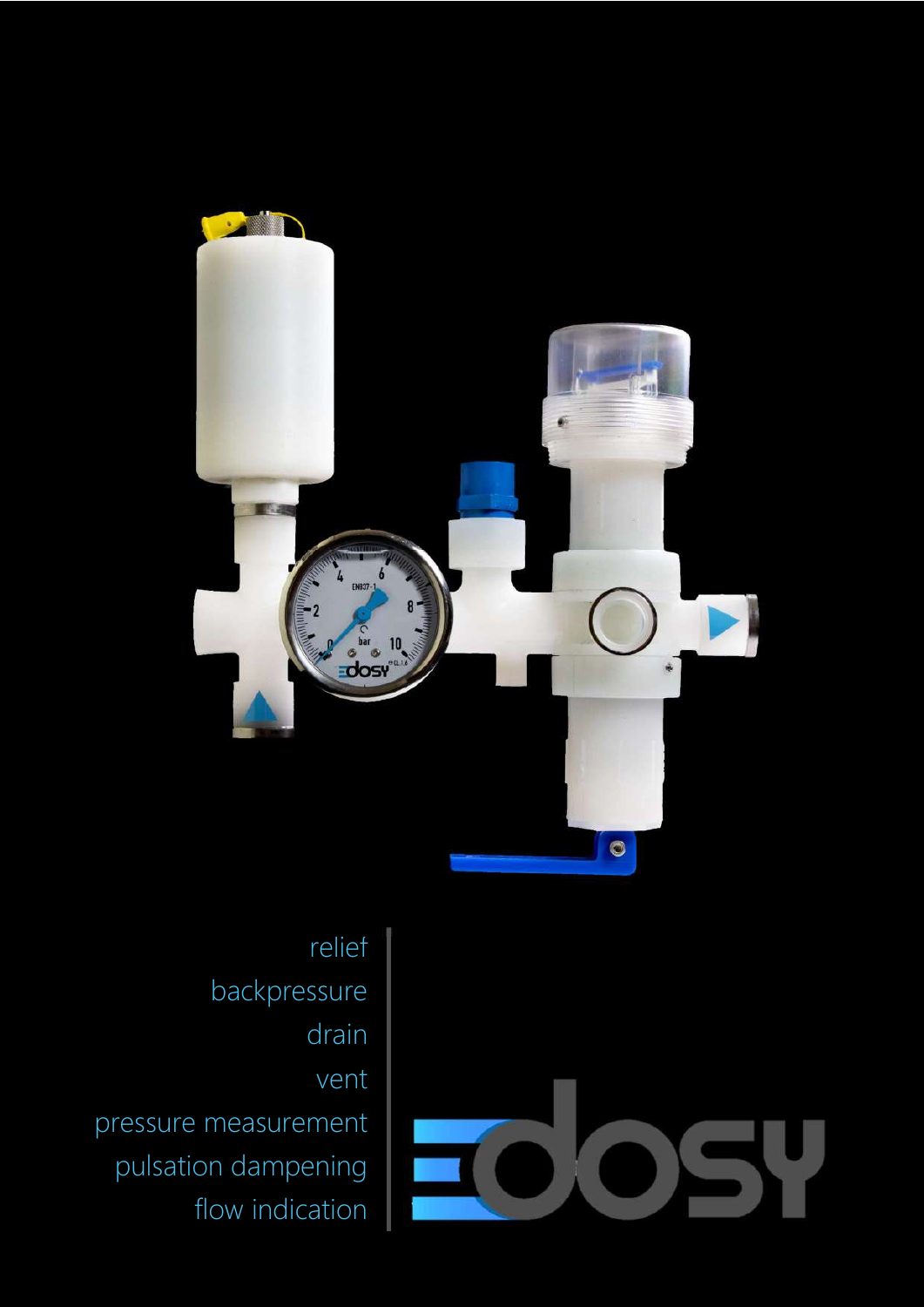relief

backpressure

drain

vent

pressure measurement

pulsation dampening

flow indication

edosy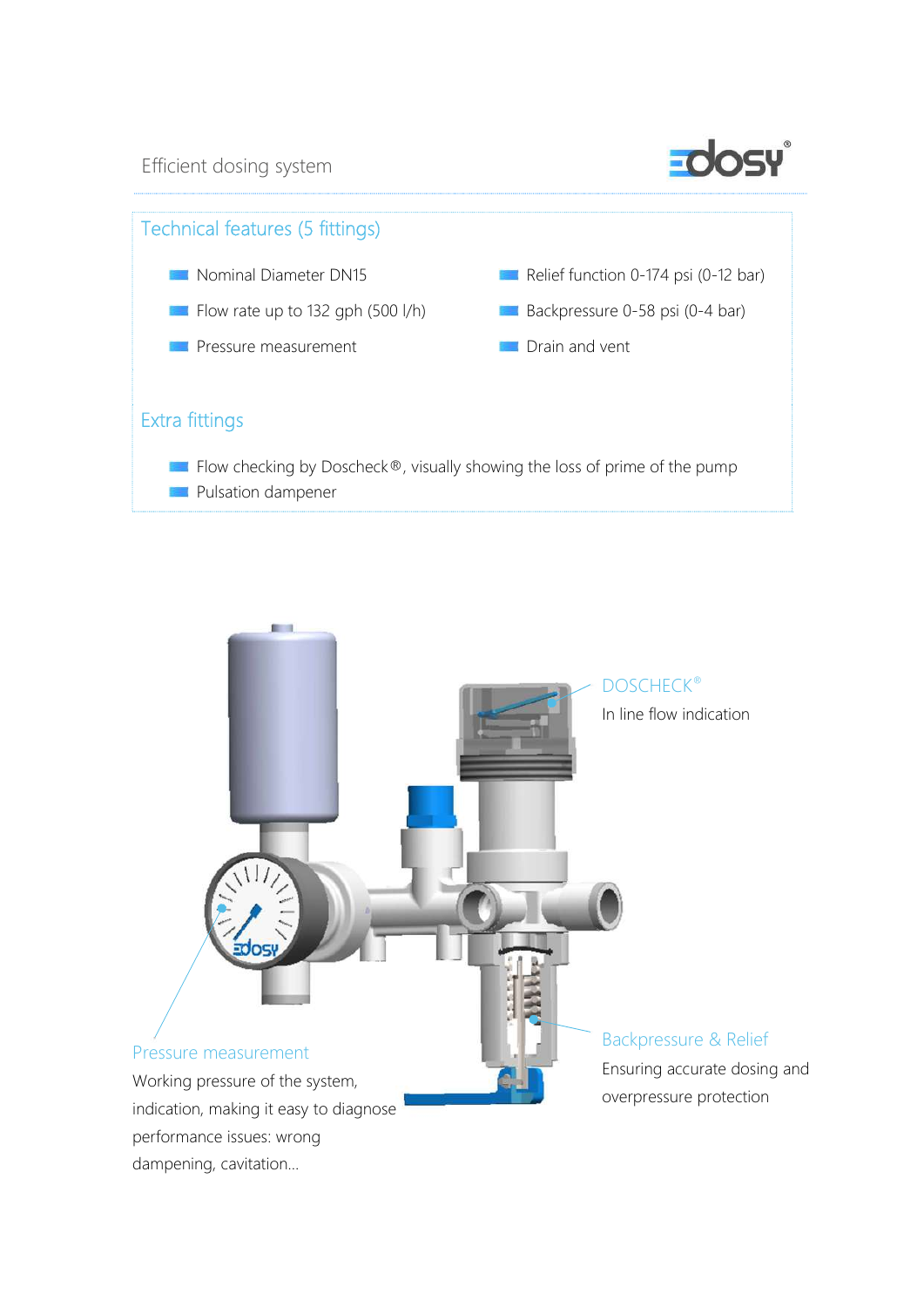Efficient dosing system

## Technical features (5 fittings)

- Nominal Diameter DN15
- Flow rate up to 132 gph (500 l/h)
- Pressure measurement
- Relief function 0-174 psi (0-12 bar)
- Backpressure 0-58 psi (0-4 bar)
- Drain and vent

## Extra fittings

- Flow checking by Doscheck®, visually showing the loss of prime of the pump
- Pulsation dampener

**DOSCHECK®**

In line flow indication

**Pressure measurement**

Working pressure of the system, indication, making it easy to diagnose performance issues: wrong dampening, cavitation...

**Backpressure & Relief**

Ensuring accurate dosing and overpressure protection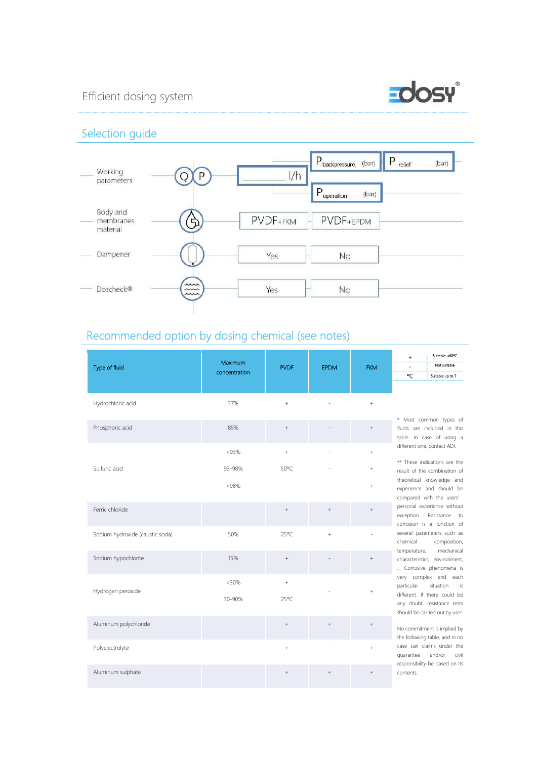Efficient dosing system

## Selection guide

| | | | |
|---|---|---|---|
| Working parameters | Q P | ________ l/h | $P_{backpressure}$ (bar) / $P_{relief}$ (bar) / $P_{operation}$ (bar) |
| Body and membranes material | | PVDF+FKM | PVDF+EPDM |
| Dampener | | Yes | No |
| Doscheck® | | Yes | No |

## Recommended option by dosing chemical (see notes)

| Type of fluid | Maximum concentration | PVDF | EPDM | FKM |
|---|---|---|---|---|
| Hydrochloric acid | 37% | + | - | + |
| Phosphoric acid | 85% | + | - | + |
| Sulfuric acid | <93% | + | - | + |
| | 93-98% | 50ºC | - | + |
| | >98% | - | - | + |
| Ferric chloride | | + | + | + |
| Sodium hydroxide (caustic soda) | 50% | 25ºC | + | - |
| Sodium hypochlorite | 15% | + | - | + |
| Hydrogen peroxide | <30% | + | - | + |
| | 30-90% | 25ºC | | |
| Aluminum polychloride | | + | + | + |
| Polyelectrolyte | | + | - | + |
| Aluminum sulphate | | + | + | + |

| | |
|---|---|
| + | Suitable <60ºC |
| - | Not suitable |
| ºC | Suitable up to T |

\* Most common types of fluids are included in this table. In case of using a different one, contact ADI.

\*\* These indications are the result of the combination of theoretical knowledge and experience and should be compared with the users' personal experience without exception. Resistance to corrosion is a function of several parameters such as chemical composition, temperature, mechanical characteristics, environment, ... Corrosive phenomena is very complex and each particular situation is different. If there could be any doubt, resistance tests should be carried out by user.

No commitment is implied by the following table, and in no case can claims under the guarantee and/or civil responsibility be based on its contents.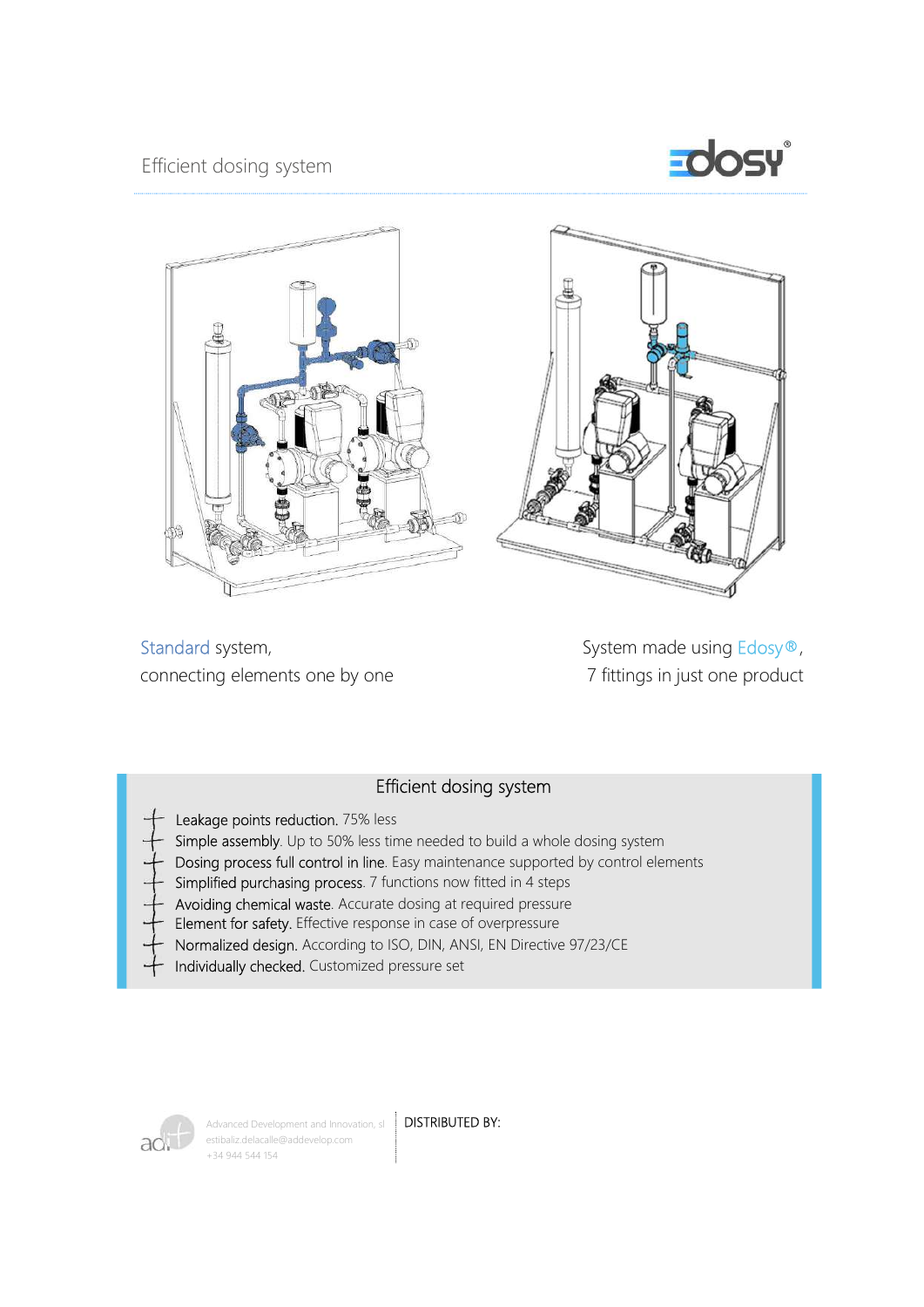Efficient dosing system

Edosy®

Standard system,
connecting elements one by one

System made using Edosy®,
7 fittings in just one product

## Efficient dosing system

- **Leakage points reduction.** 75% less
- **Simple assembly.** Up to 50% less time needed to build a whole dosing system
- **Dosing process full control in line.** Easy maintenance supported by control elements
- **Simplified purchasing process.** 7 functions now fitted in 4 steps
- **Avoiding chemical waste.** Accurate dosing at required pressure
- **Element for safety.** Effective response in case of overpressure
- **Normalized design.** According to ISO, DIN, ANSI, EN Directive 97/23/CE
- **Individually checked.** Customized pressure set

Advanced Development and Innovation, sl
estibaliz.delacalle@addevelop.com
+34 944 544 154

DISTRIBUTED BY: